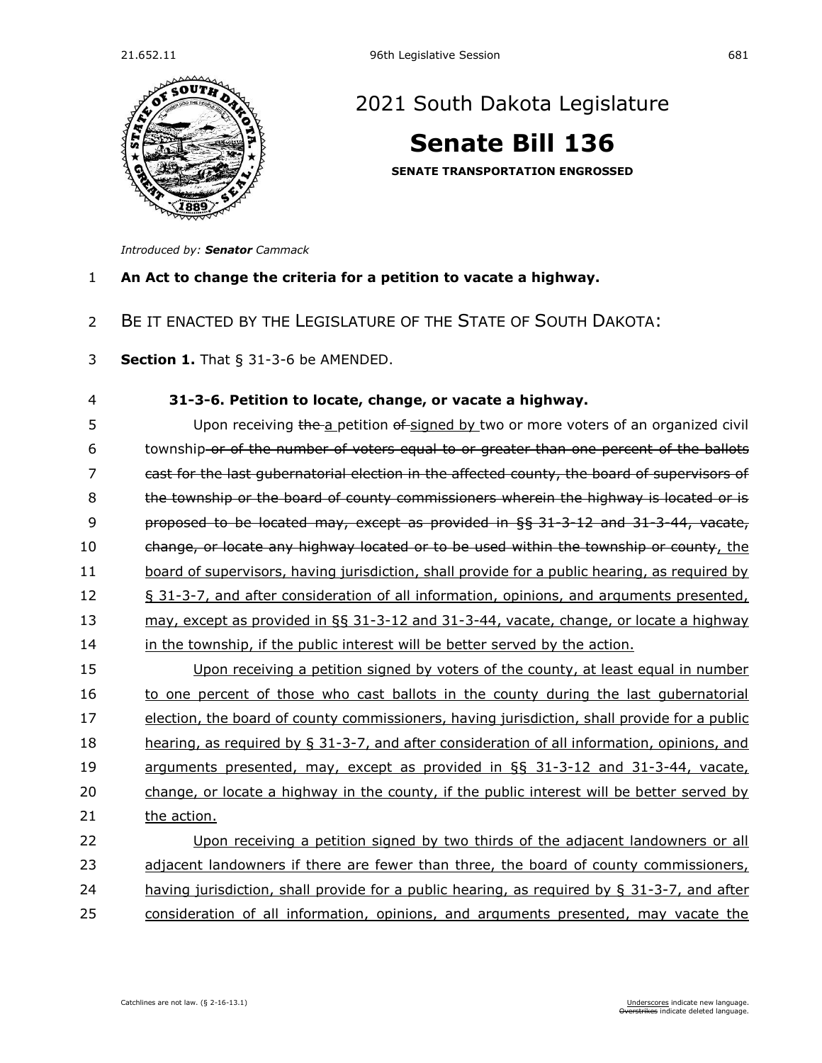# 2021 South Dakota Legislature

# Senate Bill 136

**SENATE TRANSPORTATION ENGROSSED**

*Introduced by:* ***Senator*** *Cammack*

**An Act to change the criteria for a petition to vacate a highway.**

BE IT ENACTED BY THE LEGISLATURE OF THE STATE OF SOUTH DAKOTA:

**Section 1.** That § 31-3-6 be AMENDED.

**31-3-6. Petition to locate, change, or vacate a highway.**

Upon receiving ~~the~~ a petition ~~of~~ signed by two or more voters of an organized civil township ~~or of the number of voters equal to or greater than one percent of the ballots cast for the last gubernatorial election in the affected county, the board of supervisors of the township or the board of county commissioners wherein the highway is located or is proposed to be located may, except as provided in §§ 31-3-12 and 31-3-44, vacate, change, or locate any highway located or to be used within the township or county~~, the board of supervisors, having jurisdiction, shall provide for a public hearing, as required by § 31-3-7, and after consideration of all information, opinions, and arguments presented, may, except as provided in §§ 31-3-12 and 31-3-44, vacate, change, or locate a highway in the township, if the public interest will be better served by the action.

Upon receiving a petition signed by voters of the county, at least equal in number to one percent of those who cast ballots in the county during the last gubernatorial election, the board of county commissioners, having jurisdiction, shall provide for a public hearing, as required by § 31-3-7, and after consideration of all information, opinions, and arguments presented, may, except as provided in §§ 31-3-12 and 31-3-44, vacate, change, or locate a highway in the county, if the public interest will be better served by the action.

Upon receiving a petition signed by two thirds of the adjacent landowners or all adjacent landowners if there are fewer than three, the board of county commissioners, having jurisdiction, shall provide for a public hearing, as required by § 31-3-7, and after consideration of all information, opinions, and arguments presented, may vacate the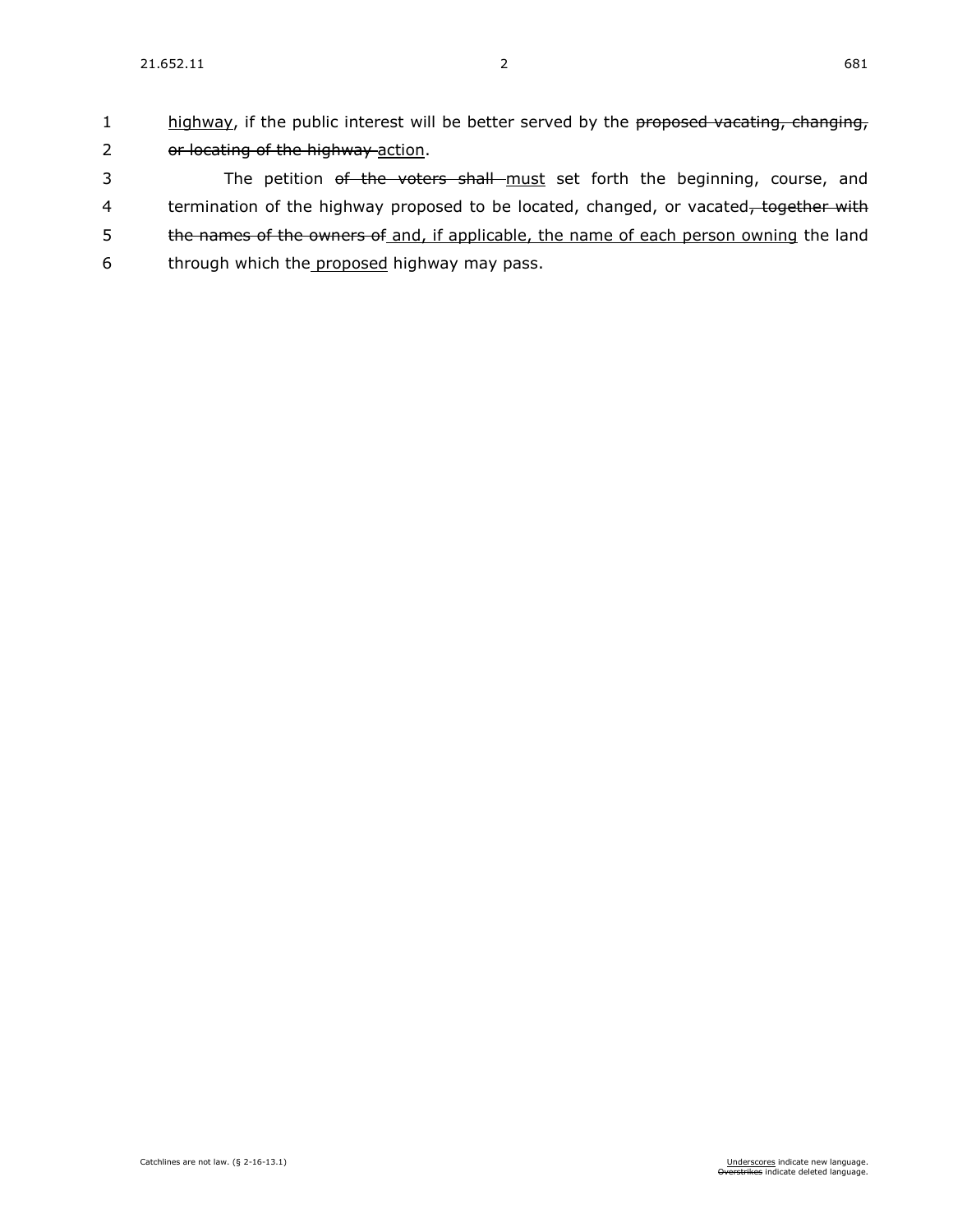<u>highway</u>, if the public interest will be better served by the ~~proposed vacating, changing, or locating of the highway~~ <u>action</u>.

The petition ~~of the voters shall~~ <u>must</u> set forth the beginning, course, and termination of the highway proposed to be located, changed, or vacated~~, together with the names of the owners of~~ <u>and, if applicable, the name of each person owning</u> the land through which the <u>proposed</u> highway may pass.